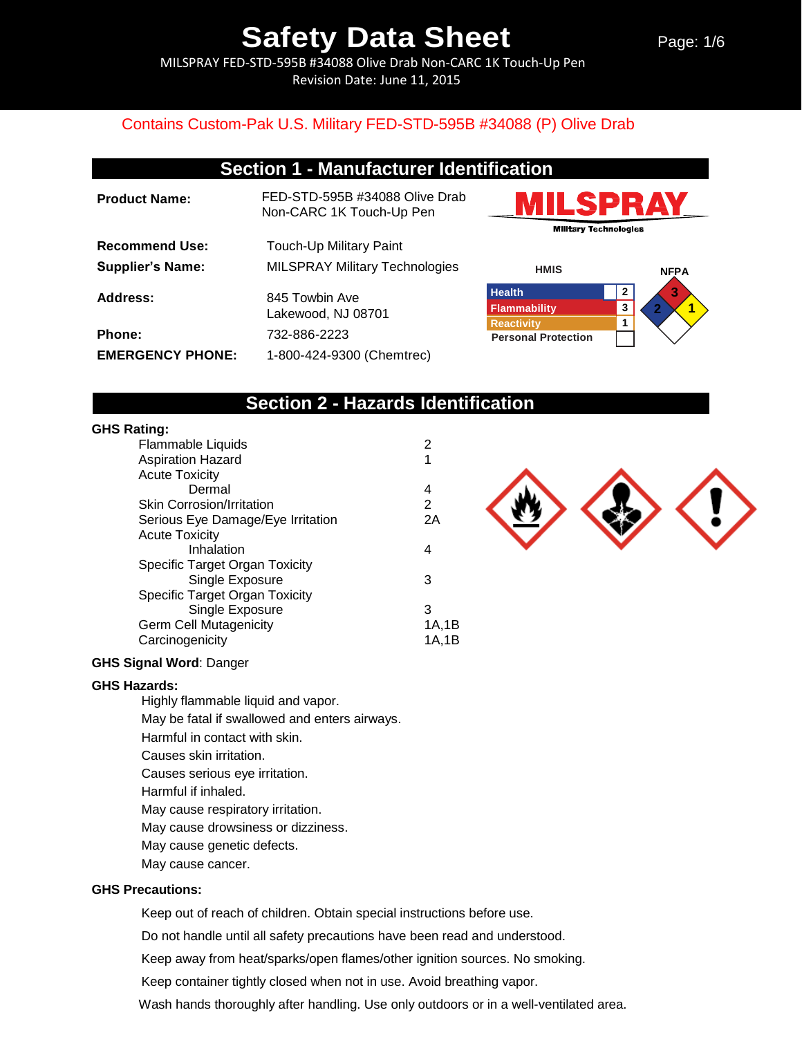# Safety Data Sheet

MILSPRAY FED-STD-595B #34088 Olive Drab Non-CARC 1K Touch-Up Pen
Revision Date: June 11, 2015

Contains Custom-Pak U.S. Military FED-STD-595B #34088 (P) Olive Drab

## Section 1 - Manufacturer Identification

**Product Name:** FED-STD-595B #34088 Olive Drab Non-CARC 1K Touch-Up Pen

**Recommend Use:** Touch-Up Military Paint

**Supplier's Name:** MILSPRAY Military Technologies

**Address:** 845 Towbin Ave
Lakewood, NJ 08701

**Phone:** 732-886-2223

**EMERGENCY PHONE:** 1-800-424-9300 (Chemtrec)

MILSPRAY
Military Technologies

**HMIS**

| | |
|---|---|
| Health | 2 |
| Flammability | 3 |
| Reactivity | 1 |
| Personal Protection | |

**NFPA**

Flammability: 3, Health: 2, Reactivity: 1

## Section 2 - Hazards Identification

**GHS Rating:**

| | |
|---|---|
| Flammable Liquids | 2 |
| Aspiration Hazard | 1 |
| Acute Toxicity | |
| Dermal | 4 |
| Skin Corrosion/Irritation | 2 |
| Serious Eye Damage/Eye Irritation | 2A |
| Acute Toxicity | |
| Inhalation | 4 |
| Specific Target Organ Toxicity | |
| Single Exposure | 3 |
| Specific Target Organ Toxicity | |
| Single Exposure | 3 |
| Germ Cell Mutagenicity | 1A,1B |
| Carcinogenicity | 1A,1B |

**GHS Signal Word**: Danger

**GHS Hazards:**

Highly flammable liquid and vapor.
May be fatal if swallowed and enters airways.
Harmful in contact with skin.
Causes skin irritation.
Causes serious eye irritation.
Harmful if inhaled.
May cause respiratory irritation.
May cause drowsiness or dizziness.
May cause genetic defects.
May cause cancer.

**GHS Precautions:**

Keep out of reach of children. Obtain special instructions before use.

Do not handle until all safety precautions have been read and understood.

Keep away from heat/sparks/open flames/other ignition sources. No smoking.

Keep container tightly closed when not in use. Avoid breathing vapor.

Wash hands thoroughly after handling. Use only outdoors or in a well-ventilated area.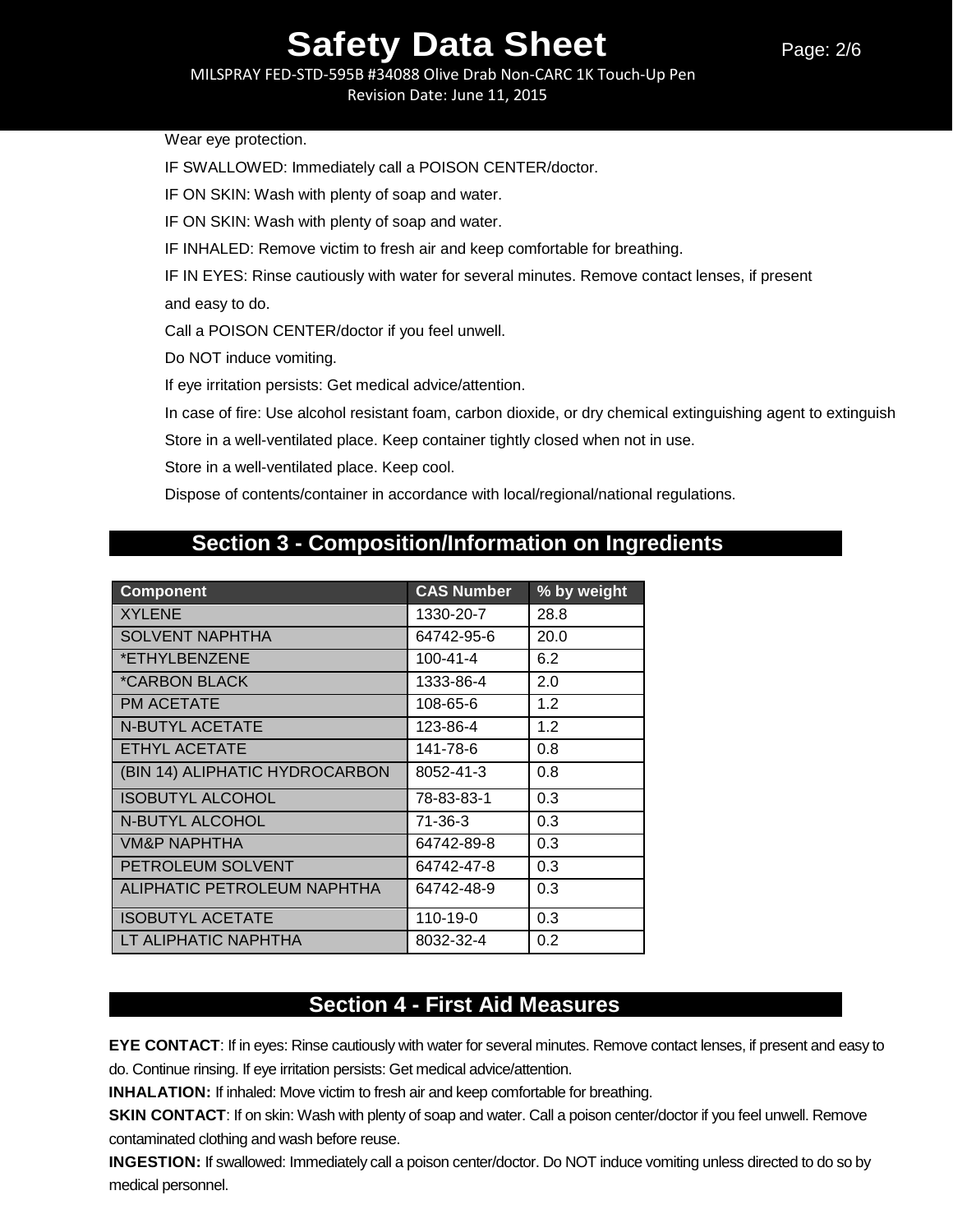Wear eye protection.

IF SWALLOWED: Immediately call a POISON CENTER/doctor.

IF ON SKIN: Wash with plenty of soap and water.

IF ON SKIN: Wash with plenty of soap and water.

IF INHALED: Remove victim to fresh air and keep comfortable for breathing.

IF IN EYES: Rinse cautiously with water for several minutes. Remove contact lenses, if present and easy to do.

Call a POISON CENTER/doctor if you feel unwell.

Do NOT induce vomiting.

If eye irritation persists: Get medical advice/attention.

In case of fire: Use alcohol resistant foam, carbon dioxide, or dry chemical extinguishing agent to extinguish

Store in a well-ventilated place. Keep container tightly closed when not in use.

Store in a well-ventilated place. Keep cool.

Dispose of contents/container in accordance with local/regional/national regulations.

## Section 3 - Composition/Information on Ingredients

| Component | CAS Number | % by weight |
|---|---|---|
| XYLENE | 1330-20-7 | 28.8 |
| SOLVENT NAPHTHA | 64742-95-6 | 20.0 |
| *ETHYLBENZENE | 100-41-4 | 6.2 |
| *CARBON BLACK | 1333-86-4 | 2.0 |
| PM ACETATE | 108-65-6 | 1.2 |
| N-BUTYL ACETATE | 123-86-4 | 1.2 |
| ETHYL ACETATE | 141-78-6 | 0.8 |
| (BIN 14) ALIPHATIC HYDROCARBON | 8052-41-3 | 0.8 |
| ISOBUTYL ALCOHOL | 78-83-83-1 | 0.3 |
| N-BUTYL ALCOHOL | 71-36-3 | 0.3 |
| VM&P NAPHTHA | 64742-89-8 | 0.3 |
| PETROLEUM SOLVENT | 64742-47-8 | 0.3 |
| ALIPHATIC PETROLEUM NAPHTHA | 64742-48-9 | 0.3 |
| ISOBUTYL ACETATE | 110-19-0 | 0.3 |
| LT ALIPHATIC NAPHTHA | 8032-32-4 | 0.2 |

## Section 4 - First Aid Measures

**EYE CONTACT**: If in eyes: Rinse cautiously with water for several minutes. Remove contact lenses, if present and easy to do. Continue rinsing. If eye irritation persists: Get medical advice/attention.

**INHALATION:** If inhaled: Move victim to fresh air and keep comfortable for breathing.

**SKIN CONTACT**: If on skin: Wash with plenty of soap and water. Call a poison center/doctor if you feel unwell. Remove contaminated clothing and wash before reuse.

**INGESTION:** If swallowed: Immediately call a poison center/doctor. Do NOT induce vomiting unless directed to do so by medical personnel.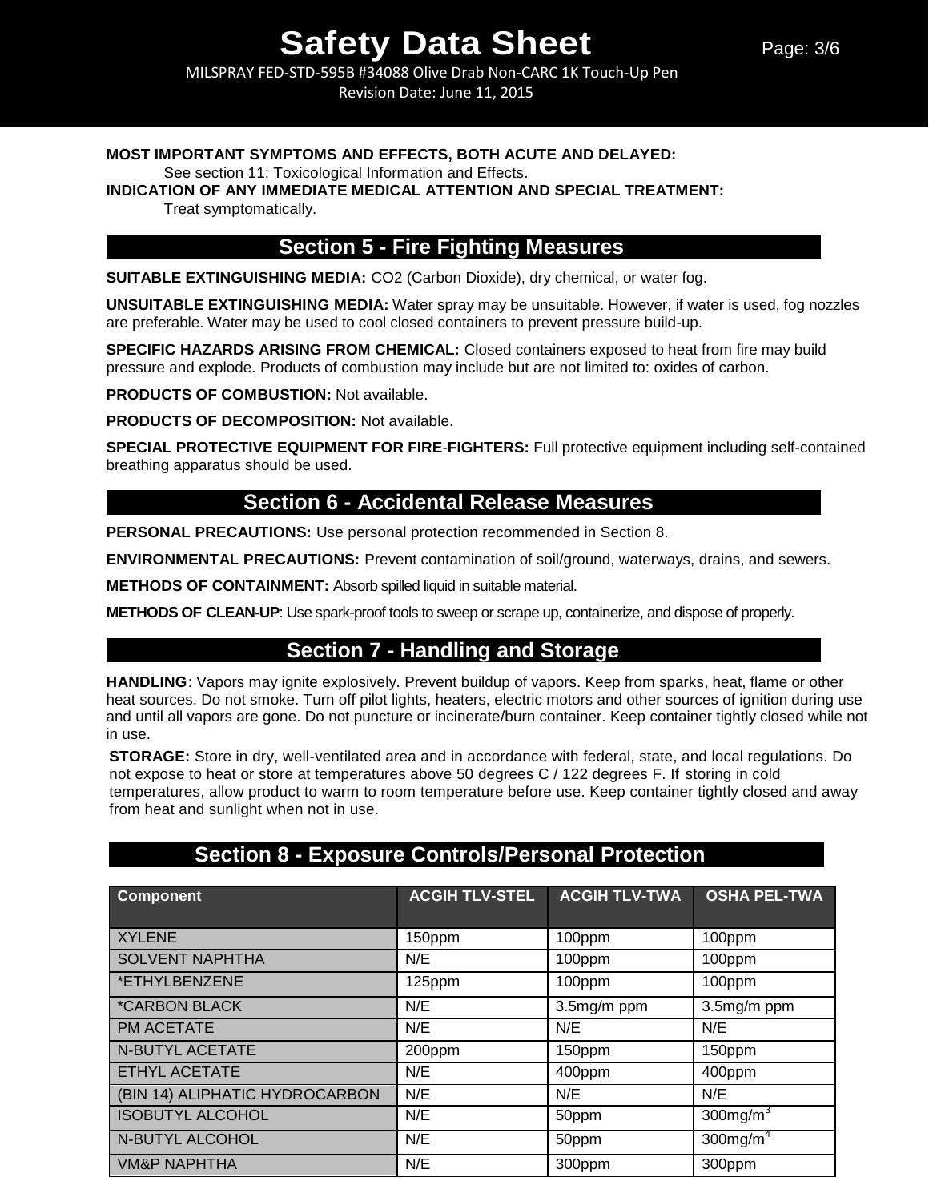**MOST IMPORTANT SYMPTOMS AND EFFECTS, BOTH ACUTE AND DELAYED:**
See section 11: Toxicological Information and Effects.

**INDICATION OF ANY IMMEDIATE MEDICAL ATTENTION AND SPECIAL TREATMENT:**
Treat symptomatically.

## Section 5 - Fire Fighting Measures

**SUITABLE EXTINGUISHING MEDIA:** CO2 (Carbon Dioxide), dry chemical, or water fog.

**UNSUITABLE EXTINGUISHING MEDIA:** Water spray may be unsuitable. However, if water is used, fog nozzles are preferable. Water may be used to cool closed containers to prevent pressure build-up.

**SPECIFIC HAZARDS ARISING FROM CHEMICAL:** Closed containers exposed to heat from fire may build pressure and explode. Products of combustion may include but are not limited to: oxides of carbon.

**PRODUCTS OF COMBUSTION:** Not available.

**PRODUCTS OF DECOMPOSITION:** Not available.

**SPECIAL PROTECTIVE EQUIPMENT FOR FIRE-FIGHTERS:** Full protective equipment including self-contained breathing apparatus should be used.

## Section 6 - Accidental Release Measures

**PERSONAL PRECAUTIONS:** Use personal protection recommended in Section 8.

**ENVIRONMENTAL PRECAUTIONS:** Prevent contamination of soil/ground, waterways, drains, and sewers.

**METHODS OF CONTAINMENT:** Absorb spilled liquid in suitable material.

**METHODS OF CLEAN-UP**: Use spark-proof tools to sweep or scrape up, containerize, and dispose of properly.

## Section 7 - Handling and Storage

**HANDLING**: Vapors may ignite explosively. Prevent buildup of vapors. Keep from sparks, heat, flame or other heat sources. Do not smoke. Turn off pilot lights, heaters, electric motors and other sources of ignition during use and until all vapors are gone. Do not puncture or incinerate/burn container. Keep container tightly closed while not in use.

**STORAGE:** Store in dry, well-ventilated area and in accordance with federal, state, and local regulations. Do not expose to heat or store at temperatures above 50 degrees C / 122 degrees F. If storing in cold temperatures, allow product to warm to room temperature before use. Keep container tightly closed and away from heat and sunlight when not in use.

## Section 8 - Exposure Controls/Personal Protection

| Component | ACGIH TLV-STEL | ACGIH TLV-TWA | OSHA PEL-TWA |
|---|---|---|---|
| XYLENE | 150ppm | 100ppm | 100ppm |
| SOLVENT NAPHTHA | N/E | 100ppm | 100ppm |
| *ETHYLBENZENE | 125ppm | 100ppm | 100ppm |
| *CARBON BLACK | N/E | 3.5mg/m ppm | 3.5mg/m ppm |
| PM ACETATE | N/E | N/E | N/E |
| N-BUTYL ACETATE | 200ppm | 150ppm | 150ppm |
| ETHYL ACETATE | N/E | 400ppm | 400ppm |
| (BIN 14) ALIPHATIC HYDROCARBON | N/E | N/E | N/E |
| ISOBUTYL ALCOHOL | N/E | 50ppm | 300mg/$m^3$ |
| N-BUTYL ALCOHOL | N/E | 50ppm | 300mg/$m^4$ |
| VM&P NAPHTHA | N/E | 300ppm | 300ppm |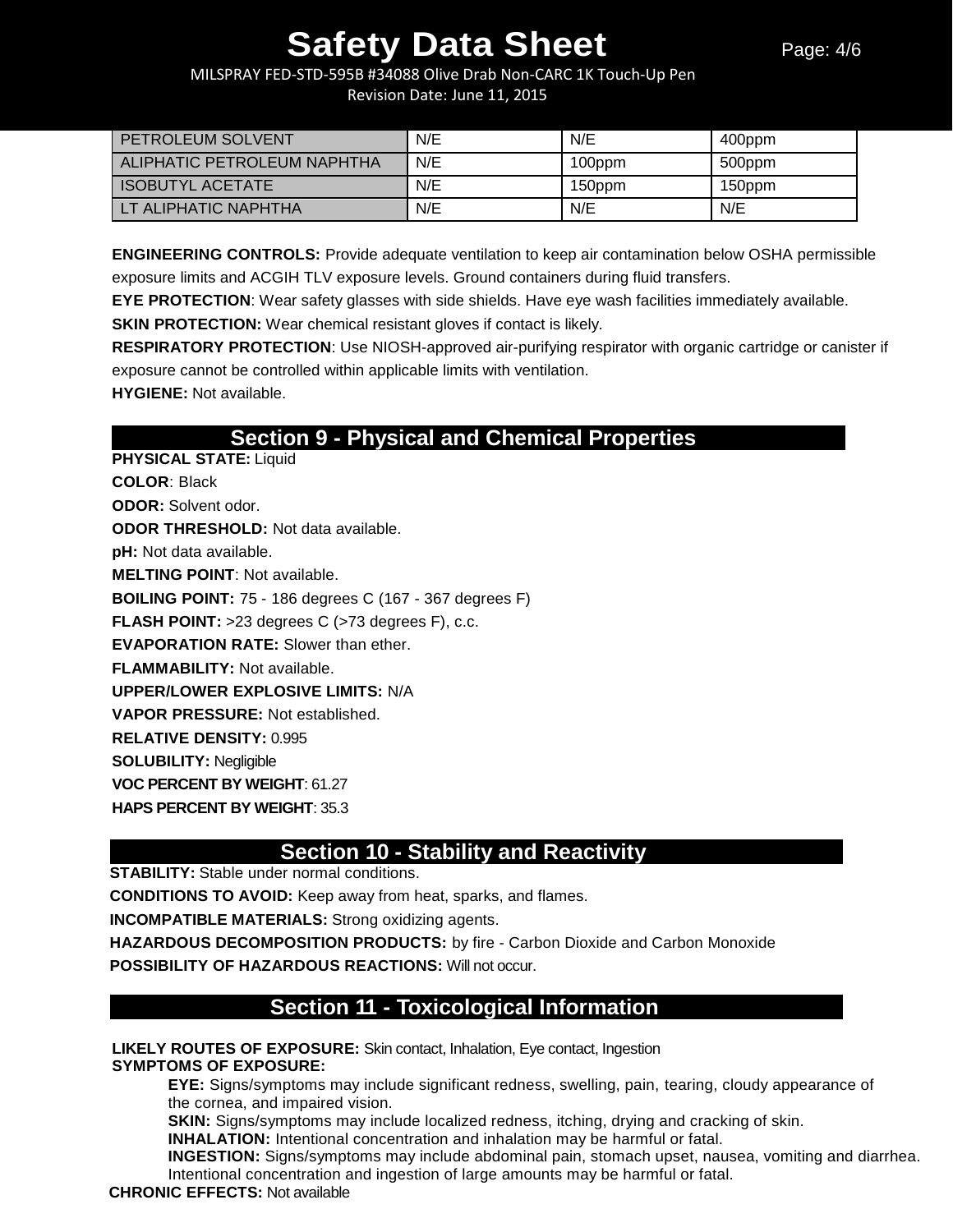| | | | |
|---|---|---|---|
| PETROLEUM SOLVENT | N/E | N/E | 400ppm |
| ALIPHATIC PETROLEUM NAPHTHA | N/E | 100ppm | 500ppm |
| ISOBUTYL ACETATE | N/E | 150ppm | 150ppm |
| LT ALIPHATIC NAPHTHA | N/E | N/E | N/E |

**ENGINEERING CONTROLS:** Provide adequate ventilation to keep air contamination below OSHA permissible exposure limits and ACGIH TLV exposure levels. Ground containers during fluid transfers.

**EYE PROTECTION**: Wear safety glasses with side shields. Have eye wash facilities immediately available.

**SKIN PROTECTION:** Wear chemical resistant gloves if contact is likely.

**RESPIRATORY PROTECTION**: Use NIOSH-approved air-purifying respirator with organic cartridge or canister if exposure cannot be controlled within applicable limits with ventilation.

**HYGIENE:** Not available.

## Section 9 - Physical and Chemical Properties

**PHYSICAL STATE:** Liquid

**COLOR**: Black

**ODOR:** Solvent odor.

**ODOR THRESHOLD:** Not data available.

**pH:** Not data available.

**MELTING POINT**: Not available.

**BOILING POINT:** 75 - 186 degrees C (167 - 367 degrees F)

**FLASH POINT:** >23 degrees C (>73 degrees F), c.c.

**EVAPORATION RATE:** Slower than ether.

**FLAMMABILITY:** Not available.

**UPPER/LOWER EXPLOSIVE LIMITS:** N/A

**VAPOR PRESSURE:** Not established.

**RELATIVE DENSITY:** 0.995

**SOLUBILITY:** Negligible

**VOC PERCENT BY WEIGHT**: 61.27

**HAPS PERCENT BY WEIGHT**: 35.3

## Section 10 - Stability and Reactivity

**STABILITY:** Stable under normal conditions.

**CONDITIONS TO AVOID:** Keep away from heat, sparks, and flames.

**INCOMPATIBLE MATERIALS:** Strong oxidizing agents.

**HAZARDOUS DECOMPOSITION PRODUCTS:** by fire - Carbon Dioxide and Carbon Monoxide

**POSSIBILITY OF HAZARDOUS REACTIONS:** Will not occur.

## Section 11 - Toxicological Information

**LIKELY ROUTES OF EXPOSURE:** Skin contact, Inhalation, Eye contact, Ingestion

**SYMPTOMS OF EXPOSURE:**

**EYE:** Signs/symptoms may include significant redness, swelling, pain, tearing, cloudy appearance of the cornea, and impaired vision.

**SKIN:** Signs/symptoms may include localized redness, itching, drying and cracking of skin.

**INHALATION:** Intentional concentration and inhalation may be harmful or fatal.

**INGESTION:** Signs/symptoms may include abdominal pain, stomach upset, nausea, vomiting and diarrhea. Intentional concentration and ingestion of large amounts may be harmful or fatal.

**CHRONIC EFFECTS:** Not available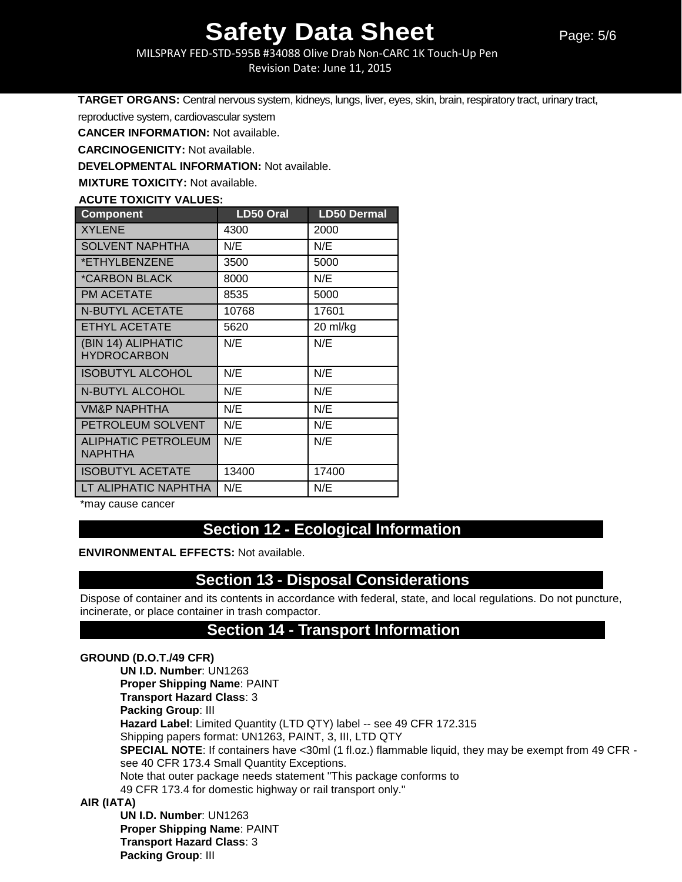**TARGET ORGANS:** Central nervous system, kidneys, lungs, liver, eyes, skin, brain, respiratory tract, urinary tract, reproductive system, cardiovascular system

**CANCER INFORMATION:** Not available.

**CARCINOGENICITY:** Not available.

**DEVELOPMENTAL INFORMATION:** Not available.

**MIXTURE TOXICITY:** Not available.

**ACUTE TOXICITY VALUES:**

| Component | LD50 Oral | LD50 Dermal |
|---|---|---|
| XYLENE | 4300 | 2000 |
| SOLVENT NAPHTHA | N/E | N/E |
| *ETHYLBENZENE | 3500 | 5000 |
| *CARBON BLACK | 8000 | N/E |
| PM ACETATE | 8535 | 5000 |
| N-BUTYL ACETATE | 10768 | 17601 |
| ETHYL ACETATE | 5620 | 20 ml/kg |
| (BIN 14) ALIPHATIC HYDROCARBON | N/E | N/E |
| ISOBUTYL ALCOHOL | N/E | N/E |
| N-BUTYL ALCOHOL | N/E | N/E |
| VM&P NAPHTHA | N/E | N/E |
| PETROLEUM SOLVENT | N/E | N/E |
| ALIPHATIC PETROLEUM NAPHTHA | N/E | N/E |
| ISOBUTYL ACETATE | 13400 | 17400 |
| LT ALIPHATIC NAPHTHA | N/E | N/E |

*may cause cancer

## Section 12 - Ecological Information

**ENVIRONMENTAL EFFECTS:** Not available.

## Section 13 - Disposal Considerations

Dispose of container and its contents in accordance with federal, state, and local regulations. Do not puncture, incinerate, or place container in trash compactor.

## Section 14 - Transport Information

**GROUND (D.O.T./49 CFR)**

**UN I.D. Number**: UN1263
**Proper Shipping Name**: PAINT
**Transport Hazard Class**: 3
**Packing Group**: III
**Hazard Label**: Limited Quantity (LTD QTY) label -- see 49 CFR 172.315
Shipping papers format: UN1263, PAINT, 3, III, LTD QTY
**SPECIAL NOTE**: If containers have <30ml (1 fl.oz.) flammable liquid, they may be exempt from 49 CFR - see 40 CFR 173.4 Small Quantity Exceptions.
Note that outer package needs statement "This package conforms to 49 CFR 173.4 for domestic highway or rail transport only."

**AIR (IATA)**

**UN I.D. Number**: UN1263
**Proper Shipping Name**: PAINT
**Transport Hazard Class**: 3
**Packing Group**: III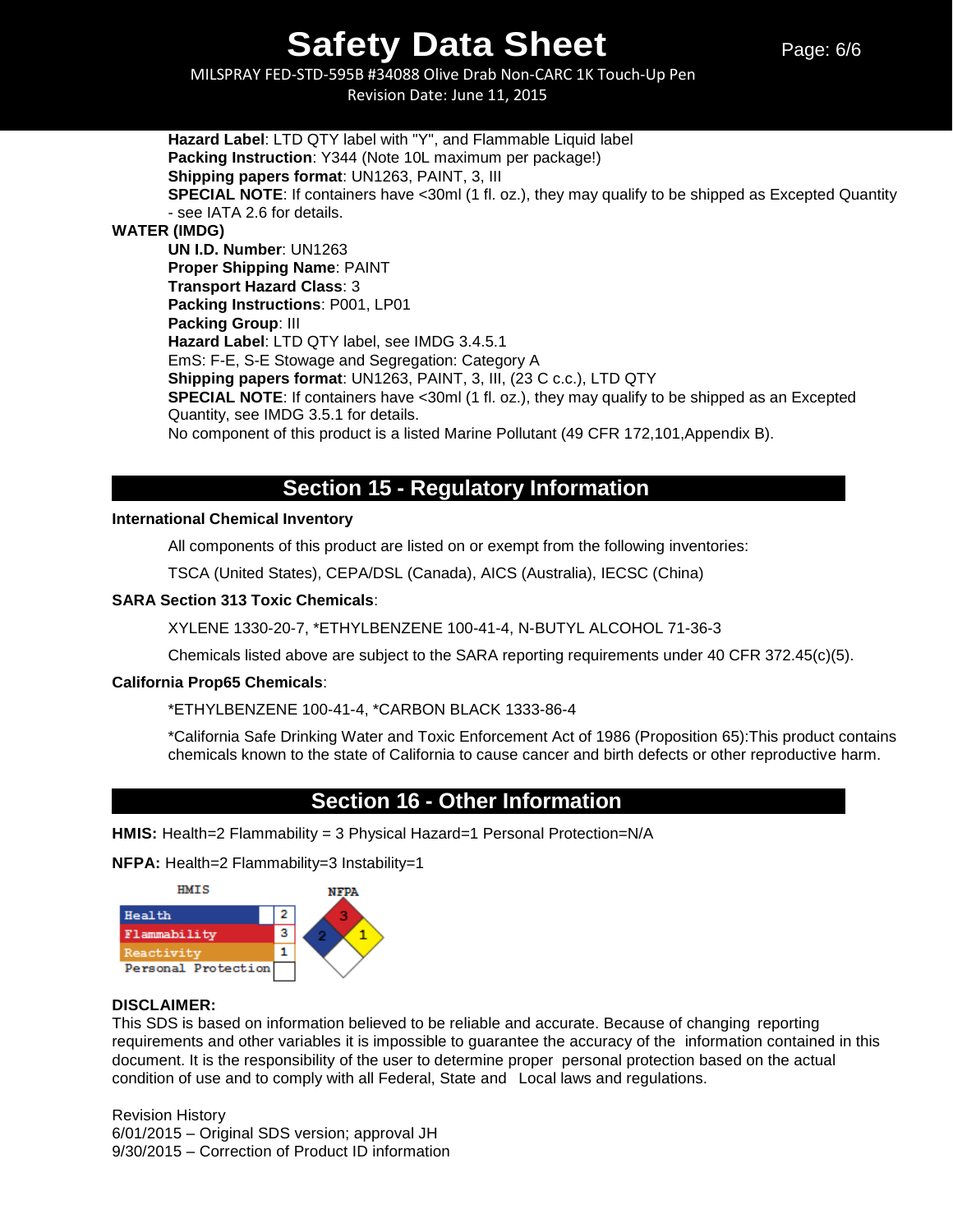**Hazard Label**: LTD QTY label with "Y", and Flammable Liquid label
**Packing Instruction**: Y344 (Note 10L maximum per package!)
**Shipping papers format**: UN1263, PAINT, 3, III
**SPECIAL NOTE**: If containers have <30ml (1 fl. oz.), they may qualify to be shipped as Excepted Quantity - see IATA 2.6 for details.

**WATER (IMDG)**

**UN I.D. Number**: UN1263
**Proper Shipping Name**: PAINT
**Transport Hazard Class**: 3
**Packing Instructions**: P001, LP01
**Packing Group**: III
**Hazard Label**: LTD QTY label, see IMDG 3.4.5.1
EmS: F-E, S-E Stowage and Segregation: Category A
**Shipping papers format**: UN1263, PAINT, 3, III, (23 C c.c.), LTD QTY
**SPECIAL NOTE**: If containers have <30ml (1 fl. oz.), they may qualify to be shipped as an Excepted Quantity, see IMDG 3.5.1 for details.
No component of this product is a listed Marine Pollutant (49 CFR 172,101,Appendix B).

## Section 15 - Regulatory Information

**International Chemical Inventory**

All components of this product are listed on or exempt from the following inventories:

TSCA (United States), CEPA/DSL (Canada), AICS (Australia), IECSC (China)

**SARA Section 313 Toxic Chemicals**:

XYLENE 1330-20-7, *ETHYLBENZENE 100-41-4, N-BUTYL ALCOHOL 71-36-3

Chemicals listed above are subject to the SARA reporting requirements under 40 CFR 372.45(c)(5).

**California Prop65 Chemicals**:

*ETHYLBENZENE 100-41-4, *CARBON BLACK 1333-86-4

*California Safe Drinking Water and Toxic Enforcement Act of 1986 (Proposition 65):This product contains chemicals known to the state of California to cause cancer and birth defects or other reproductive harm.

## Section 16 - Other Information

**HMIS:** Health=2 Flammability = 3 Physical Hazard=1 Personal Protection=N/A

**NFPA:** Health=2 Flammability=3 Instability=1

HMIS

| | |
|---|---|
| Health | 2 |
| Flammability | 3 |
| Reactivity | 1 |
| Personal Protection | |

NFPA

3
2
1

**DISCLAIMER:**
This SDS is based on information believed to be reliable and accurate. Because of changing reporting requirements and other variables it is impossible to guarantee the accuracy of the information contained in this document. It is the responsibility of the user to determine proper personal protection based on the actual condition of use and to comply with all Federal, State and Local laws and regulations.

Revision History
6/01/2015 – Original SDS version; approval JH
9/30/2015 – Correction of Product ID information